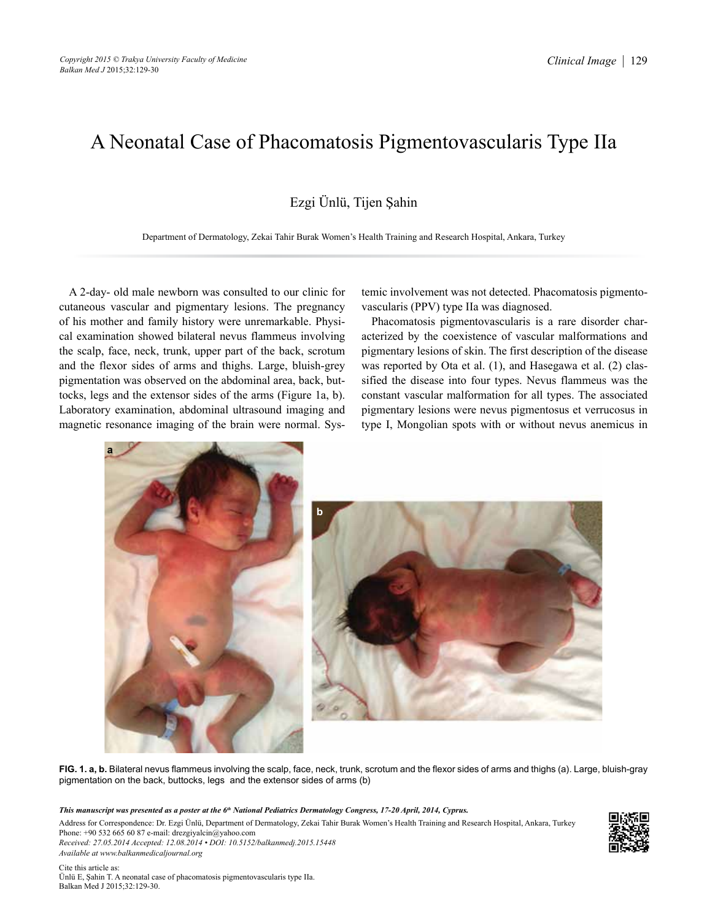# A Neonatal Case of Phacomatosis Pigmentovascularis Type IIa

Ezgi Ünlü, Tijen Şahin

Department of Dermatology, Zekai Tahir Burak Women's Health Training and Research Hospital, Ankara, Turkey

A 2-day- old male newborn was consulted to our clinic for cutaneous vascular and pigmentary lesions. The pregnancy of his mother and family history were unremarkable. Physical examination showed bilateral nevus flammeus involving the scalp, face, neck, trunk, upper part of the back, scrotum and the flexor sides of arms and thighs. Large, bluish-grey pigmentation was observed on the abdominal area, back, buttocks, legs and the extensor sides of the arms (Figure 1a, b). Laboratory examination, abdominal ultrasound imaging and magnetic resonance imaging of the brain were normal. Systemic involvement was not detected. Phacomatosis pigmentovascularis (PPV) type IIa was diagnosed.

Phacomatosis pigmentovascularis is a rare disorder characterized by the coexistence of vascular malformations and pigmentary lesions of skin. The first description of the disease was reported by Ota et al. (1), and Hasegawa et al. (2) classified the disease into four types. Nevus flammeus was the constant vascular malformation for all types. The associated pigmentary lesions were nevus pigmentosus et verrucosus in type I, Mongolian spots with or without nevus anemicus in

**FIG. 1. a, b.** Bilateral nevus flammeus involving the scalp, face, neck, trunk, scrotum and the flexor sides of arms and thighs (a). Large, bluish-gray pigmentation on the back, buttocks, legs and the extensor sides of arms (b)

***This manuscript was presented as a poster at the 6th National Pediatrics Dermatology Congress, 17-20 April, 2014, Cyprus.***

Address for Correspondence: Dr. Ezgi Ünlü, Department of Dermatology, Zekai Tahir Burak Women's Health Training and Research Hospital, Ankara, Turkey
Phone: +90 532 665 60 87 e-mail: drezgiyalcin@yahoo.com

*Received: 27.05.2014 Accepted: 12.08.2014 • DOI: 10.5152/balkanmedj.2015.15448*

*Available at www.balkanmedicaljournal.org*

Cite this article as:
Ünlü E, Şahin T. A neonatal case of phacomatosis pigmentovascularis type IIa.
Balkan Med J 2015;32:129-30.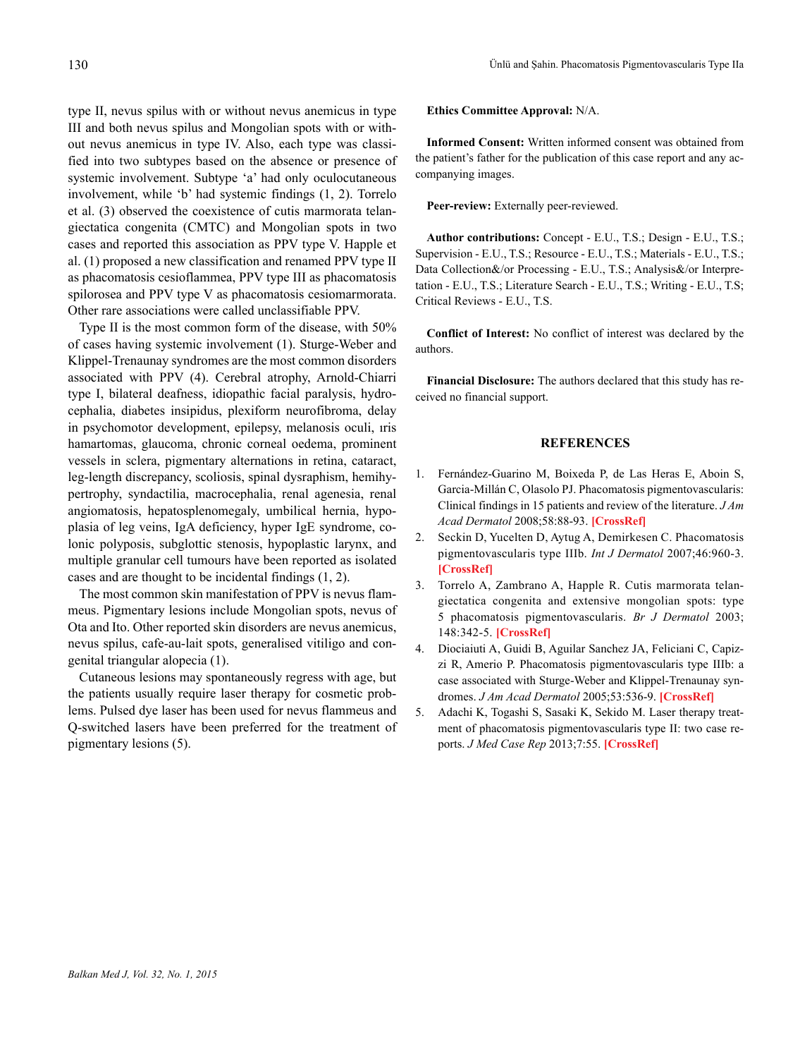type II, nevus spilus with or without nevus anemicus in type III and both nevus spilus and Mongolian spots with or without nevus anemicus in type IV. Also, each type was classified into two subtypes based on the absence or presence of systemic involvement. Subtype 'a' had only oculocutaneous involvement, while 'b' had systemic findings (1, 2). Torrelo et al. (3) observed the coexistence of cutis marmorata telangiectatica congenita (CMTC) and Mongolian spots in two cases and reported this association as PPV type V. Happle et al. (1) proposed a new classification and renamed PPV type II as phacomatosis cesioflammea, PPV type III as phacomatosis spilorosea and PPV type V as phacomatosis cesiomarmorata. Other rare associations were called unclassifiable PPV.

Type II is the most common form of the disease, with 50% of cases having systemic involvement (1). Sturge-Weber and Klippel-Trenaunay syndromes are the most common disorders associated with PPV (4). Cerebral atrophy, Arnold-Chiarri type I, bilateral deafness, idiopathic facial paralysis, hydrocephalia, diabetes insipidus, plexiform neurofibroma, delay in psychomotor development, epilepsy, melanosis oculi, ıris hamartomas, glaucoma, chronic corneal oedema, prominent vessels in sclera, pigmentary alternations in retina, cataract, leg-length discrepancy, scoliosis, spinal dysraphism, hemihypertrophy, syndactilia, macrocephalia, renal agenesia, renal angiomatosis, hepatosplenomegaly, umbilical hernia, hypoplasia of leg veins, IgA deficiency, hyper IgE syndrome, colonic polyposis, subglottic stenosis, hypoplastic larynx, and multiple granular cell tumours have been reported as isolated cases and are thought to be incidental findings (1, 2).

The most common skin manifestation of PPV is nevus flammeus. Pigmentary lesions include Mongolian spots, nevus of Ota and Ito. Other reported skin disorders are nevus anemicus, nevus spilus, cafe-au-lait spots, generalised vitiligo and congenital triangular alopecia (1).

Cutaneous lesions may spontaneously regress with age, but the patients usually require laser therapy for cosmetic problems. Pulsed dye laser has been used for nevus flammeus and Q-switched lasers have been preferred for the treatment of pigmentary lesions (5).

**Ethics Committee Approval:** N/A.

**Informed Consent:** Written informed consent was obtained from the patient's father for the publication of this case report and any accompanying images.

**Peer-review:** Externally peer-reviewed.

**Author contributions:** Concept - E.U., T.S.; Design - E.U., T.S.; Supervision - E.U., T.S.; Resource - E.U., T.S.; Materials - E.U., T.S.; Data Collection&/or Processing - E.U., T.S.; Analysis&/or Interpretation - E.U., T.S.; Literature Search - E.U., T.S.; Writing - E.U., T.S; Critical Reviews - E.U., T.S.

**Conflict of Interest:** No conflict of interest was declared by the authors.

**Financial Disclosure:** The authors declared that this study has received no financial support.

## REFERENCES

1. Fernández-Guarino M, Boixeda P, de Las Heras E, Aboin S, Garcia-Millán C, Olasolo PJ. Phacomatosis pigmentovascularis: Clinical findings in 15 patients and review of the literature. *J Am Acad Dermatol* 2008;58:88-93. **[CrossRef]**
2. Seckin D, Yucelten D, Aytug A, Demirkesen C. Phacomatosis pigmentovascularis type IIIb. *Int J Dermatol* 2007;46:960-3. **[CrossRef]**
3. Torrelo A, Zambrano A, Happle R. Cutis marmorata telangiectatica congenita and extensive mongolian spots: type 5 phacomatosis pigmentovascularis. *Br J Dermatol* 2003; 148:342-5. **[CrossRef]**
4. Diociaiuti A, Guidi B, Aguilar Sanchez JA, Feliciani C, Capizzi R, Amerio P. Phacomatosis pigmentovascularis type IIIb: a case associated with Sturge-Weber and Klippel-Trenaunay syndromes. *J Am Acad Dermatol* 2005;53:536-9. **[CrossRef]**
5. Adachi K, Togashi S, Sasaki K, Sekido M. Laser therapy treatment of phacomatosis pigmentovascularis type II: two case reports. *J Med Case Rep* 2013;7:55. **[CrossRef]**